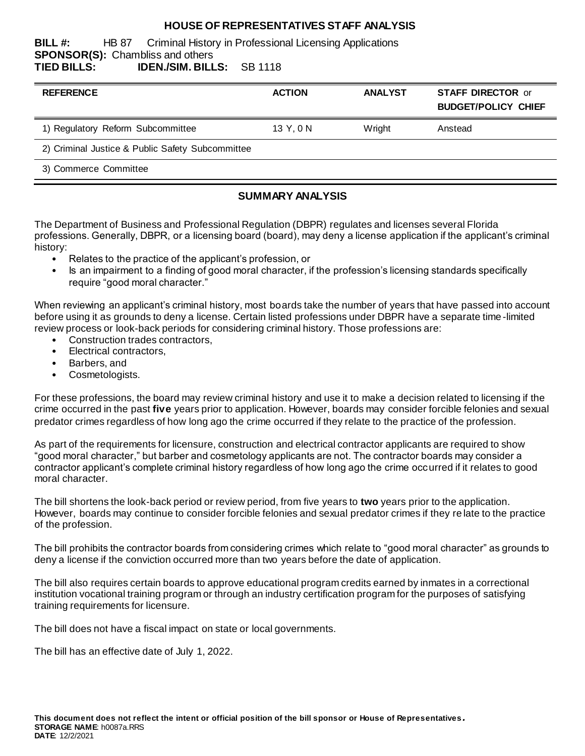# HOUSE OF REPRESENTATIVES STAFF ANALYSIS

**BILL #:** HB 87 Criminal History in Professional Licensing Applications
**SPONSOR(S):** Chambliss and others
**TIED BILLS:** **IDEN./SIM. BILLS:** SB 1118

| REFERENCE | ACTION | ANALYST | STAFF DIRECTOR or BUDGET/POLICY CHIEF |
|---|---|---|---|
| 1) Regulatory Reform Subcommittee | 13 Y, 0 N | Wright | Anstead |
| 2) Criminal Justice & Public Safety Subcommittee | | | |
| 3) Commerce Committee | | | |

## SUMMARY ANALYSIS

The Department of Business and Professional Regulation (DBPR) regulates and licenses several Florida professions. Generally, DBPR, or a licensing board (board), may deny a license application if the applicant's criminal history:

- Relates to the practice of the applicant's profession, or
- Is an impairment to a finding of good moral character, if the profession's licensing standards specifically require "good moral character."

When reviewing an applicant's criminal history, most boards take the number of years that have passed into account before using it as grounds to deny a license. Certain listed professions under DBPR have a separate time-limited review process or look-back periods for considering criminal history. Those professions are:

- Construction trades contractors,
- Electrical contractors,
- Barbers, and
- Cosmetologists.

For these professions, the board may review criminal history and use it to make a decision related to licensing if the crime occurred in the past **five** years prior to application. However, boards may consider forcible felonies and sexual predator crimes regardless of how long ago the crime occurred if they relate to the practice of the profession.

As part of the requirements for licensure, construction and electrical contractor applicants are required to show "good moral character," but barber and cosmetology applicants are not. The contractor boards may consider a contractor applicant's complete criminal history regardless of how long ago the crime occurred if it relates to good moral character.

The bill shortens the look-back period or review period, from five years to **two** years prior to the application. However, boards may continue to consider forcible felonies and sexual predator crimes if they relate to the practice of the profession.

The bill prohibits the contractor boards from considering crimes which relate to "good moral character" as grounds to deny a license if the conviction occurred more than two years before the date of application.

The bill also requires certain boards to approve educational program credits earned by inmates in a correctional institution vocational training program or through an industry certification program for the purposes of satisfying training requirements for licensure.

The bill does not have a fiscal impact on state or local governments.

The bill has an effective date of July 1, 2022.

**This document does not reflect the intent or official position of the bill sponsor or House of Representatives.**
**STORAGE NAME**: h0087a.RRS
**DATE**: 12/2/2021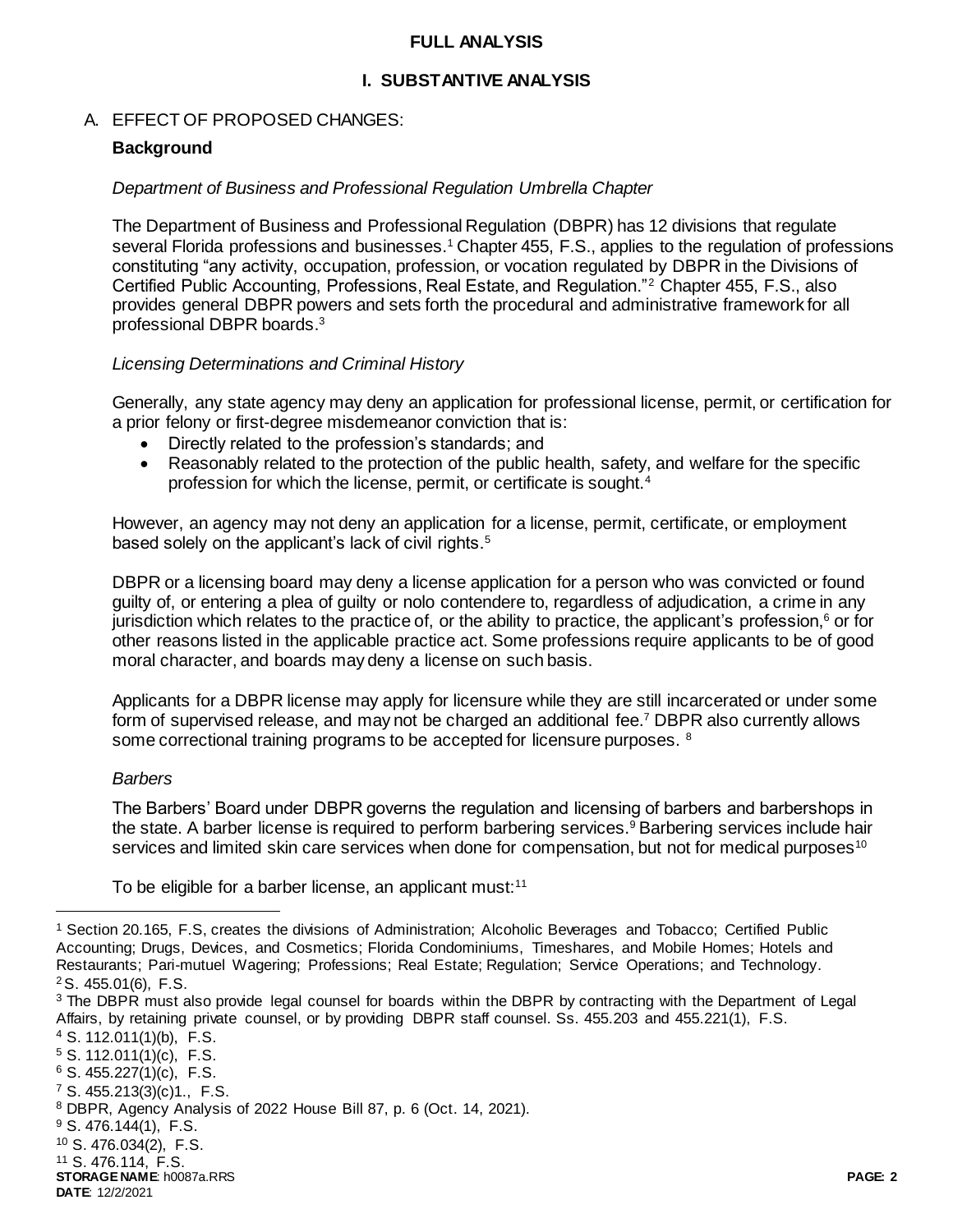## FULL ANALYSIS

## I. SUBSTANTIVE ANALYSIS

A. EFFECT OF PROPOSED CHANGES:

### Background

*Department of Business and Professional Regulation Umbrella Chapter*

The Department of Business and Professional Regulation (DBPR) has 12 divisions that regulate several Florida professions and businesses.[1] Chapter 455, F.S., applies to the regulation of professions constituting "any activity, occupation, profession, or vocation regulated by DBPR in the Divisions of Certified Public Accounting, Professions, Real Estate, and Regulation."[2] Chapter 455, F.S., also provides general DBPR powers and sets forth the procedural and administrative framework for all professional DBPR boards.[3]

*Licensing Determinations and Criminal History*

Generally, any state agency may deny an application for professional license, permit, or certification for a prior felony or first-degree misdemeanor conviction that is:

- Directly related to the profession's standards; and
- Reasonably related to the protection of the public health, safety, and welfare for the specific profession for which the license, permit, or certificate is sought.[4]

However, an agency may not deny an application for a license, permit, certificate, or employment based solely on the applicant's lack of civil rights.[5]

DBPR or a licensing board may deny a license application for a person who was convicted or found guilty of, or entering a plea of guilty or nolo contendere to, regardless of adjudication, a crime in any jurisdiction which relates to the practice of, or the ability to practice, the applicant's profession,[6] or for other reasons listed in the applicable practice act. Some professions require applicants to be of good moral character, and boards may deny a license on such basis.

Applicants for a DBPR license may apply for licensure while they are still incarcerated or under some form of supervised release, and may not be charged an additional fee.[7] DBPR also currently allows some correctional training programs to be accepted for licensure purposes. [8]

*Barbers*

The Barbers' Board under DBPR governs the regulation and licensing of barbers and barbershops in the state. A barber license is required to perform barbering services.[9] Barbering services include hair services and limited skin care services when done for compensation, but not for medical purposes[10]

To be eligible for a barber license, an applicant must:[11]

---

[1] Section 20.165, F.S, creates the divisions of Administration; Alcoholic Beverages and Tobacco; Certified Public Accounting; Drugs, Devices, and Cosmetics; Florida Condominiums, Timeshares, and Mobile Homes; Hotels and Restaurants; Pari-mutuel Wagering; Professions; Real Estate; Regulation; Service Operations; and Technology.

[2] S. 455.01(6), F.S.

[3] The DBPR must also provide legal counsel for boards within the DBPR by contracting with the Department of Legal Affairs, by retaining private counsel, or by providing DBPR staff counsel. Ss. 455.203 and 455.221(1), F.S.

[4] S. 112.011(1)(b), F.S.

[5] S. 112.011(1)(c), F.S.

[6] S. 455.227(1)(c), F.S.

[7] S. 455.213(3)(c)1., F.S.

[8] DBPR, Agency Analysis of 2022 House Bill 87, p. 6 (Oct. 14, 2021).

[9] S. 476.144(1), F.S.

[10] S. 476.034(2), F.S.

[11] S. 476.114, F.S.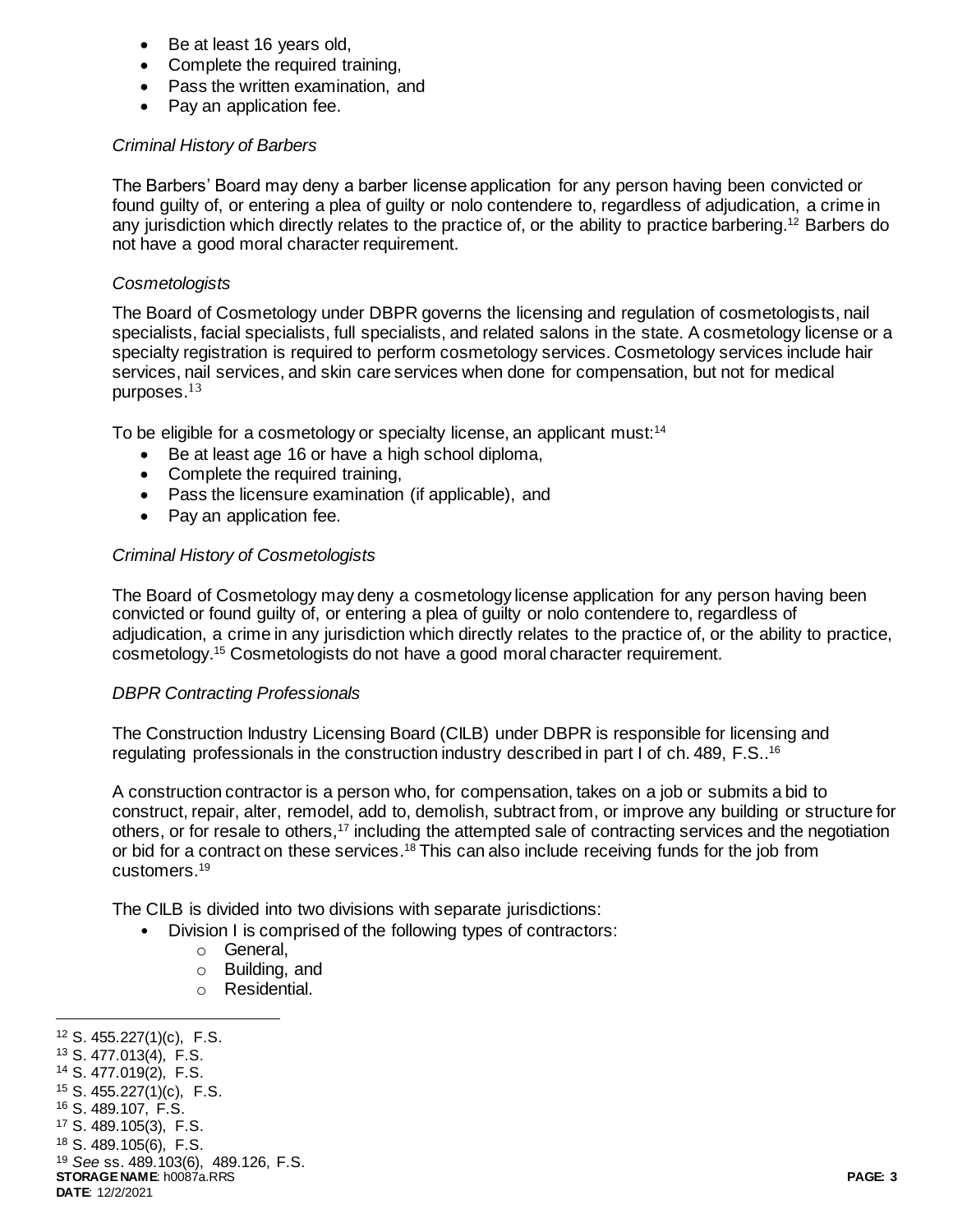- Be at least 16 years old,
- Complete the required training,
- Pass the written examination, and
- Pay an application fee.

*Criminal History of Barbers*

The Barbers' Board may deny a barber license application for any person having been convicted or found guilty of, or entering a plea of guilty or nolo contendere to, regardless of adjudication, a crime in any jurisdiction which directly relates to the practice of, or the ability to practice barbering.[12] Barbers do not have a good moral character requirement.

*Cosmetologists*

The Board of Cosmetology under DBPR governs the licensing and regulation of cosmetologists, nail specialists, facial specialists, full specialists, and related salons in the state. A cosmetology license or a specialty registration is required to perform cosmetology services. Cosmetology services include hair services, nail services, and skin care services when done for compensation, but not for medical purposes.[13]

To be eligible for a cosmetology or specialty license, an applicant must:[14]

- Be at least age 16 or have a high school diploma,
- Complete the required training,
- Pass the licensure examination (if applicable), and
- Pay an application fee.

*Criminal History of Cosmetologists*

The Board of Cosmetology may deny a cosmetology license application for any person having been convicted or found guilty of, or entering a plea of guilty or nolo contendere to, regardless of adjudication, a crime in any jurisdiction which directly relates to the practice of, or the ability to practice, cosmetology.[15] Cosmetologists do not have a good moral character requirement.

*DBPR Contracting Professionals*

The Construction Industry Licensing Board (CILB) under DBPR is responsible for licensing and regulating professionals in the construction industry described in part I of ch. 489, F.S..[16]

A construction contractor is a person who, for compensation, takes on a job or submits a bid to construct, repair, alter, remodel, add to, demolish, subtract from, or improve any building or structure for others, or for resale to others,[17] including the attempted sale of contracting services and the negotiation or bid for a contract on these services.[18] This can also include receiving funds for the job from customers.[19]

The CILB is divided into two divisions with separate jurisdictions:

- Division I is comprised of the following types of contractors:
  - General,
  - Building, and
  - Residential.

---

[12] S. 455.227(1)(c), F.S.
[13] S. 477.013(4), F.S.
[14] S. 477.019(2), F.S.
[15] S. 455.227(1)(c), F.S.
[16] S. 489.107, F.S.
[17] S. 489.105(3), F.S.
[18] S. 489.105(6), F.S.
[19] *See* ss. 489.103(6), 489.126, F.S.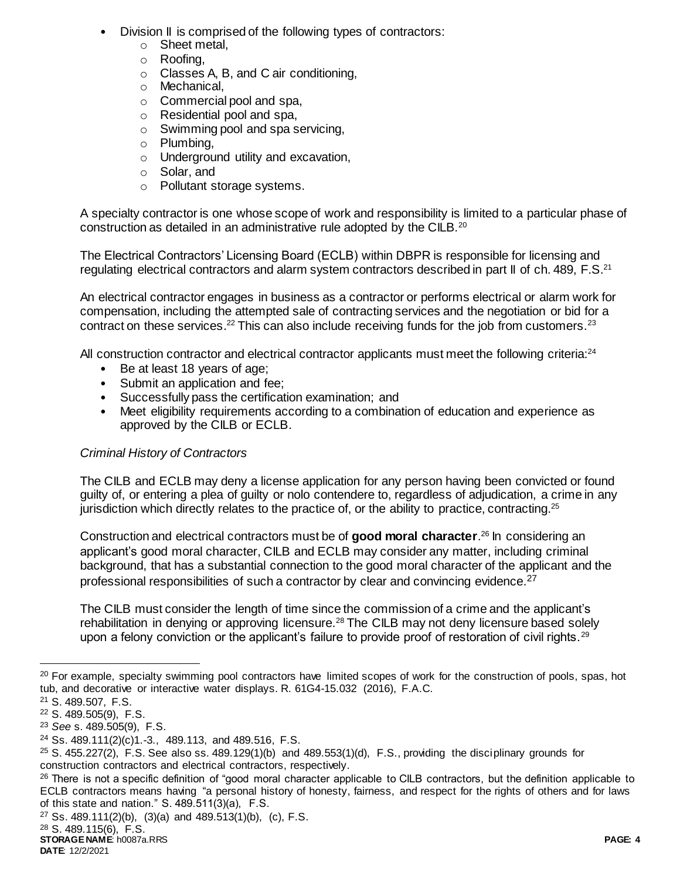- Division II is comprised of the following types of contractors:
  - Sheet metal,
  - Roofing,
  - Classes A, B, and C air conditioning,
  - Mechanical,
  - Commercial pool and spa,
  - Residential pool and spa,
  - Swimming pool and spa servicing,
  - Plumbing,
  - Underground utility and excavation,
  - Solar, and
  - Pollutant storage systems.

A specialty contractor is one whose scope of work and responsibility is limited to a particular phase of construction as detailed in an administrative rule adopted by the CILB.[20]

The Electrical Contractors' Licensing Board (ECLB) within DBPR is responsible for licensing and regulating electrical contractors and alarm system contractors described in part II of ch. 489, F.S.[21]

An electrical contractor engages in business as a contractor or performs electrical or alarm work for compensation, including the attempted sale of contracting services and the negotiation or bid for a contract on these services.[22] This can also include receiving funds for the job from customers.[23]

All construction contractor and electrical contractor applicants must meet the following criteria:[24]

- Be at least 18 years of age;
- Submit an application and fee;
- Successfully pass the certification examination; and
- Meet eligibility requirements according to a combination of education and experience as approved by the CILB or ECLB.

*Criminal History of Contractors*

The CILB and ECLB may deny a license application for any person having been convicted or found guilty of, or entering a plea of guilty or nolo contendere to, regardless of adjudication, a crime in any jurisdiction which directly relates to the practice of, or the ability to practice, contracting.[25]

Construction and electrical contractors must be of **good moral character**.[26] In considering an applicant's good moral character, CILB and ECLB may consider any matter, including criminal background, that has a substantial connection to the good moral character of the applicant and the professional responsibilities of such a contractor by clear and convincing evidence.[27]

The CILB must consider the length of time since the commission of a crime and the applicant's rehabilitation in denying or approving licensure.[28] The CILB may not deny licensure based solely upon a felony conviction or the applicant's failure to provide proof of restoration of civil rights.[29]

---

[20] For example, specialty swimming pool contractors have limited scopes of work for the construction of pools, spas, hot tub, and decorative or interactive water displays. R. 61G4-15.032 (2016), F.A.C.

[21] S. 489.507, F.S.

[22] S. 489.505(9), F.S.

[23] *See* s. 489.505(9), F.S.

[24] Ss. 489.111(2)(c)1.-3., 489.113, and 489.516, F.S.

[25] S. 455.227(2), F.S. See also ss. 489.129(1)(b) and 489.553(1)(d), F.S., providing the disciplinary grounds for construction contractors and electrical contractors, respectively.

[26] There is not a specific definition of "good moral character applicable to CILB contractors, but the definition applicable to ECLB contractors means having "a personal history of honesty, fairness, and respect for the rights of others and for laws of this state and nation." S. 489.511(3)(a), F.S.

[27] Ss. 489.111(2)(b), (3)(a) and 489.513(1)(b), (c), F.S.

[28] S. 489.115(6), F.S.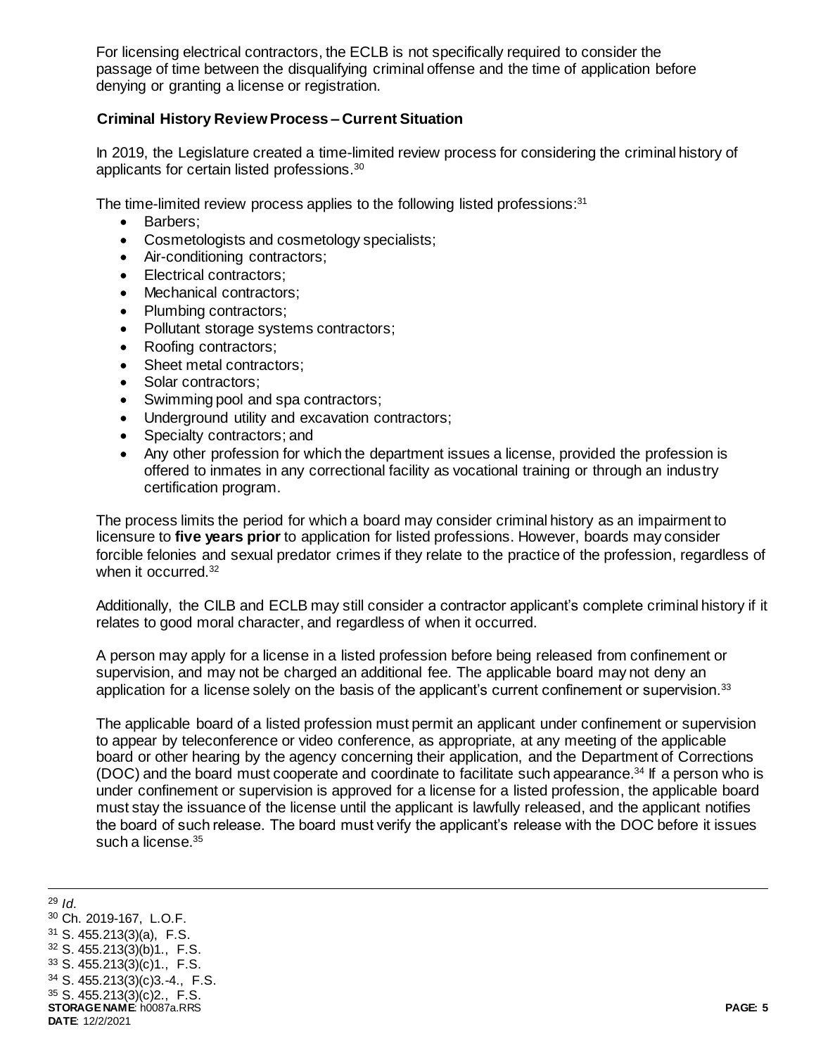For licensing electrical contractors, the ECLB is not specifically required to consider the passage of time between the disqualifying criminal offense and the time of application before denying or granting a license or registration.

**Criminal History Review Process – Current Situation**

In 2019, the Legislature created a time-limited review process for considering the criminal history of applicants for certain listed professions.[30]

The time-limited review process applies to the following listed professions:[31]

- Barbers;
- Cosmetologists and cosmetology specialists;
- Air-conditioning contractors;
- Electrical contractors;
- Mechanical contractors;
- Plumbing contractors;
- Pollutant storage systems contractors;
- Roofing contractors;
- Sheet metal contractors;
- Solar contractors;
- Swimming pool and spa contractors;
- Underground utility and excavation contractors;
- Specialty contractors; and
- Any other profession for which the department issues a license, provided the profession is offered to inmates in any correctional facility as vocational training or through an industry certification program.

The process limits the period for which a board may consider criminal history as an impairment to licensure to **five years prior** to application for listed professions. However, boards may consider forcible felonies and sexual predator crimes if they relate to the practice of the profession, regardless of when it occurred.[32]

Additionally, the CILB and ECLB may still consider a contractor applicant's complete criminal history if it relates to good moral character, and regardless of when it occurred.

A person may apply for a license in a listed profession before being released from confinement or supervision, and may not be charged an additional fee. The applicable board may not deny an application for a license solely on the basis of the applicant's current confinement or supervision.[33]

The applicable board of a listed profession must permit an applicant under confinement or supervision to appear by teleconference or video conference, as appropriate, at any meeting of the applicable board or other hearing by the agency concerning their application, and the Department of Corrections (DOC) and the board must cooperate and coordinate to facilitate such appearance.[34] If a person who is under confinement or supervision is approved for a license for a listed profession, the applicable board must stay the issuance of the license until the applicant is lawfully released, and the applicant notifies the board of such release. The board must verify the applicant's release with the DOC before it issues such a license.[35]

---

[29] *Id.*
[30] Ch. 2019-167, L.O.F.
[31] S. 455.213(3)(a), F.S.
[32] S. 455.213(3)(b)1., F.S.
[33] S. 455.213(3)(c)1., F.S.
[34] S. 455.213(3)(c)3.-4., F.S.
[35] S. 455.213(3)(c)2., F.S.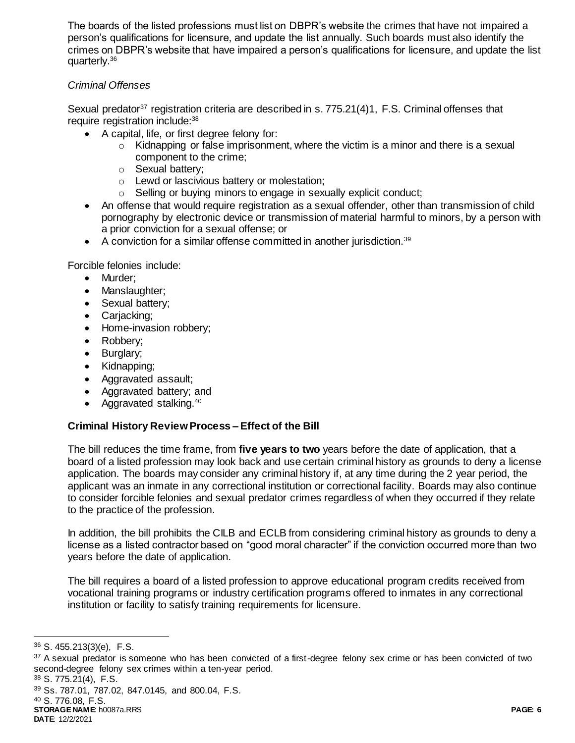The boards of the listed professions must list on DBPR's website the crimes that have not impaired a person's qualifications for licensure, and update the list annually. Such boards must also identify the crimes on DBPR's website that have impaired a person's qualifications for licensure, and update the list quarterly.[36]

*Criminal Offenses*

Sexual predator[37] registration criteria are described in s. 775.21(4)1, F.S. Criminal offenses that require registration include:[38]

- A capital, life, or first degree felony for:
  - Kidnapping or false imprisonment, where the victim is a minor and there is a sexual component to the crime;
  - Sexual battery;
  - Lewd or lascivious battery or molestation;
  - Selling or buying minors to engage in sexually explicit conduct;
- An offense that would require registration as a sexual offender, other than transmission of child pornography by electronic device or transmission of material harmful to minors, by a person with a prior conviction for a sexual offense; or
- A conviction for a similar offense committed in another jurisdiction.[39]

Forcible felonies include:

- Murder;
- Manslaughter;
- Sexual battery;
- Carjacking;
- Home-invasion robbery;
- Robbery;
- Burglary;
- Kidnapping;
- Aggravated assault;
- Aggravated battery; and
- Aggravated stalking.[40]

**Criminal History Review Process – Effect of the Bill**

The bill reduces the time frame, from **five years to two** years before the date of application, that a board of a listed profession may look back and use certain criminal history as grounds to deny a license application. The boards may consider any criminal history if, at any time during the 2 year period, the applicant was an inmate in any correctional institution or correctional facility. Boards may also continue to consider forcible felonies and sexual predator crimes regardless of when they occurred if they relate to the practice of the profession.

In addition, the bill prohibits the CILB and ECLB from considering criminal history as grounds to deny a license as a listed contractor based on "good moral character" if the conviction occurred more than two years before the date of application.

The bill requires a board of a listed profession to approve educational program credits received from vocational training programs or industry certification programs offered to inmates in any correctional institution or facility to satisfy training requirements for licensure.

---

[36] S. 455.213(3)(e), F.S.

[37] A sexual predator is someone who has been convicted of a first-degree felony sex crime or has been convicted of two second-degree felony sex crimes within a ten-year period.

[38] S. 775.21(4), F.S.

[39] Ss. 787.01, 787.02, 847.0145, and 800.04, F.S.

[40] S. 776.08, F.S.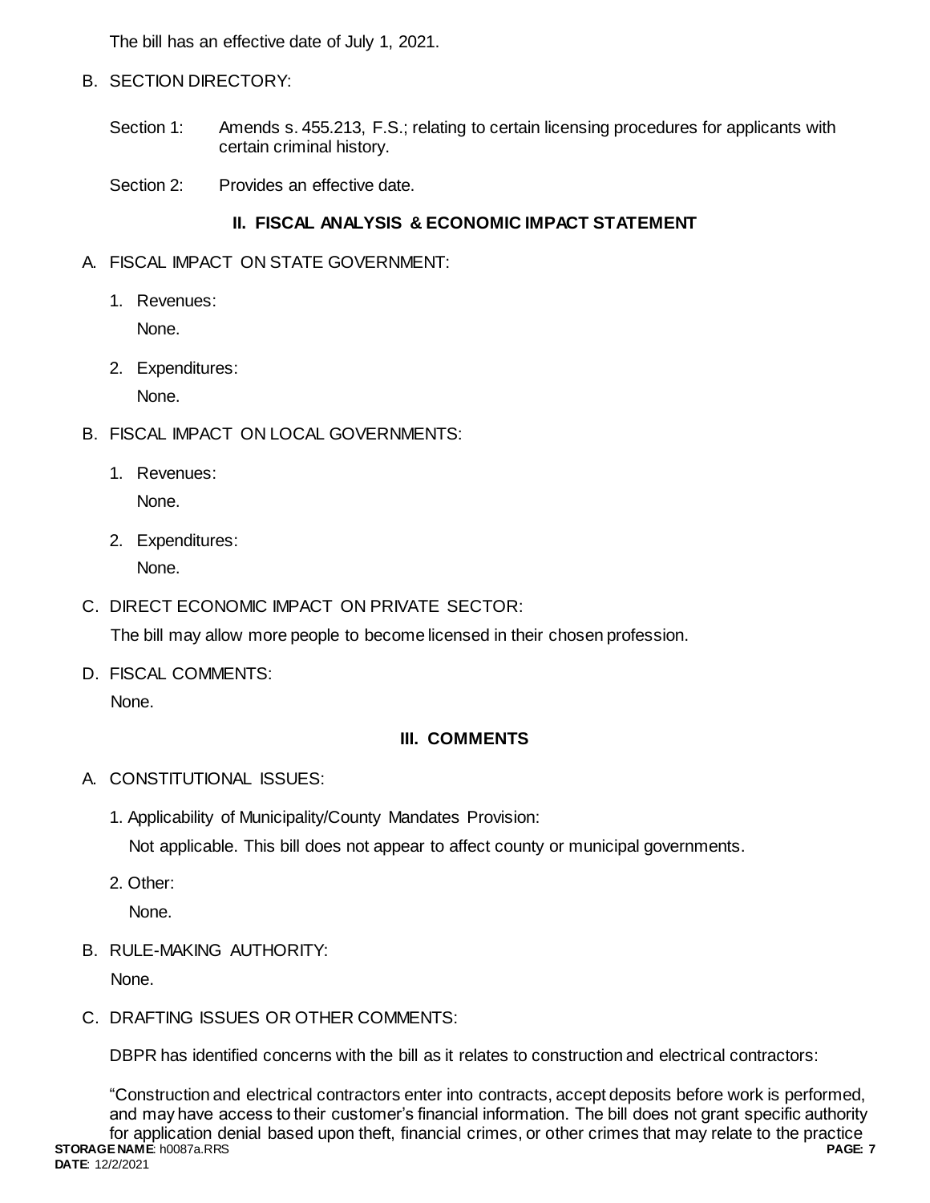The bill has an effective date of July 1, 2021.

B. SECTION DIRECTORY:

Section 1: Amends s. 455.213, F.S.; relating to certain licensing procedures for applicants with certain criminal history.

Section 2: Provides an effective date.

## II. FISCAL ANALYSIS & ECONOMIC IMPACT STATEMENT

A. FISCAL IMPACT ON STATE GOVERNMENT:

1. Revenues:

   None.

2. Expenditures:

   None.

B. FISCAL IMPACT ON LOCAL GOVERNMENTS:

1. Revenues:

   None.

2. Expenditures:

   None.

C. DIRECT ECONOMIC IMPACT ON PRIVATE SECTOR:

The bill may allow more people to become licensed in their chosen profession.

D. FISCAL COMMENTS:

None.

## III. COMMENTS

A. CONSTITUTIONAL ISSUES:

1. Applicability of Municipality/County Mandates Provision:

   Not applicable. This bill does not appear to affect county or municipal governments.

2. Other:

   None.

B. RULE-MAKING AUTHORITY:

None.

C. DRAFTING ISSUES OR OTHER COMMENTS:

DBPR has identified concerns with the bill as it relates to construction and electrical contractors:

"Construction and electrical contractors enter into contracts, accept deposits before work is performed, and may have access to their customer's financial information. The bill does not grant specific authority for application denial based upon theft, financial crimes, or other crimes that may relate to the practice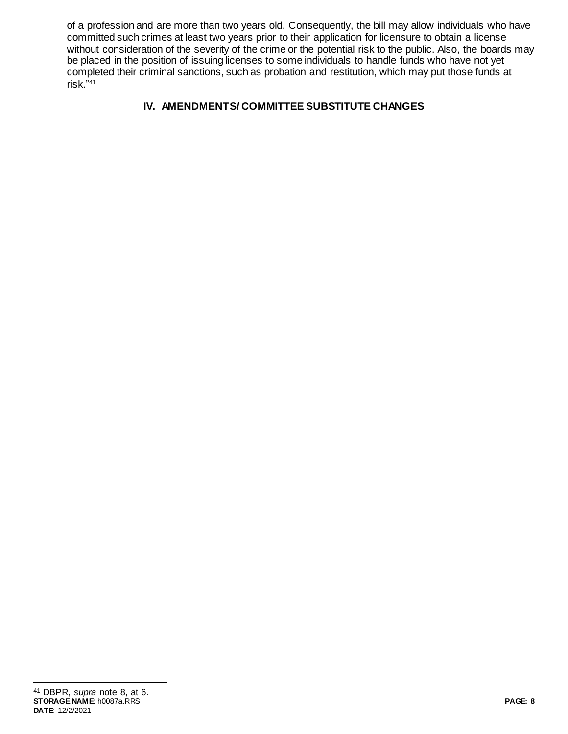of a profession and are more than two years old. Consequently, the bill may allow individuals who have committed such crimes at least two years prior to their application for licensure to obtain a license without consideration of the severity of the crime or the potential risk to the public. Also, the boards may be placed in the position of issuing licenses to some individuals to handle funds who have not yet completed their criminal sanctions, such as probation and restitution, which may put those funds at risk."[41]

## IV. AMENDMENTS/ COMMITTEE SUBSTITUTE CHANGES

[41] DBPR, *supra* note 8, at 6.